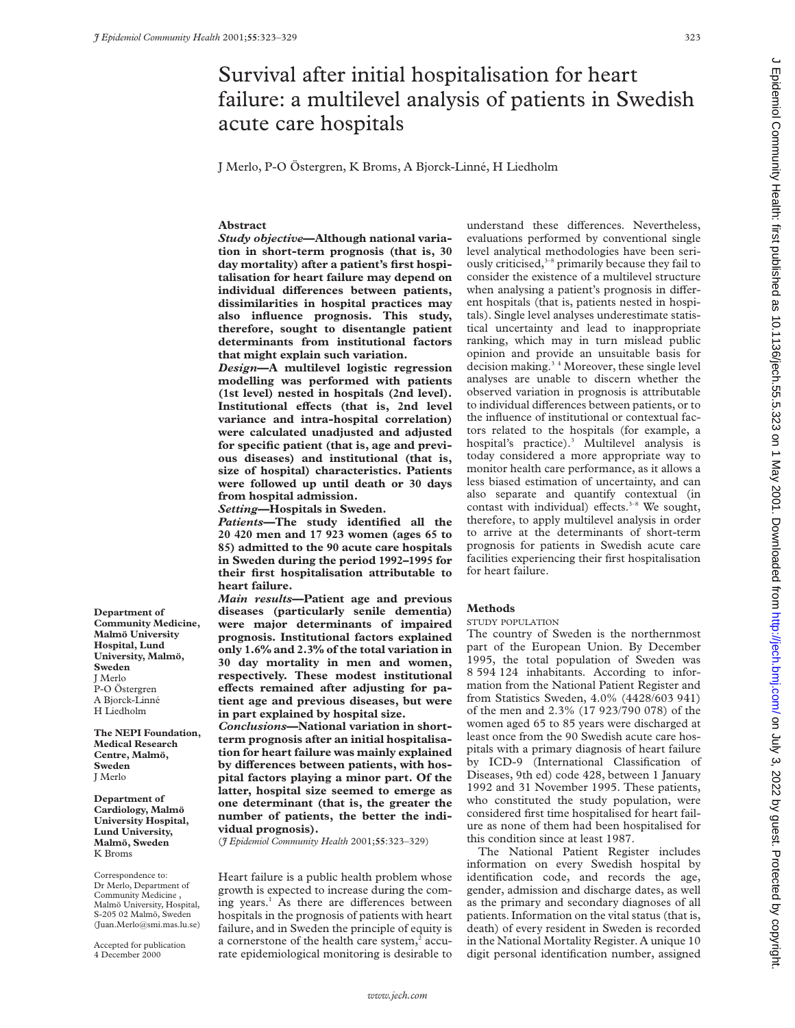# Survival after initial hospitalisation for heart failure: a multilevel analysis of patients in Swedish acute care hospitals

J Merlo, P-O Östergren, K Broms, A Bjorck-Linné, H Liedholm

**Department of Community Medicine, Malmö University Hospital, Lund University, Malmö, Sweden**
J Merlo
P-O Östergren
A Bjorck-Linné
H Liedholm

**The NEPI Foundation, Medical Research Centre, Malmö, Sweden**
J Merlo

**Department of Cardiology, Malmö University Hospital, Lund University, Malmö, Sweden**
K Broms

Correspondence to: Dr Merlo, Department of Community Medicine, Malmö University, Hospital, S-205 02 Malmö, Sweden (Juan.Merlo@smi.mas.lu.se)

Accepted for publication 4 December 2000

## Abstract

***Study objective*—Although national variation in short-term prognosis (that is, 30 day mortality) after a patient's first hospitalisation for heart failure may depend on individual differences between patients, dissimilarities in hospital practices may also influence prognosis. This study, therefore, sought to disentangle patient determinants from institutional factors that might explain such variation.**

***Design*—A multilevel logistic regression modelling was performed with patients (1st level) nested in hospitals (2nd level). Institutional effects (that is, 2nd level variance and intra-hospital correlation) were calculated unadjusted and adjusted for specific patient (that is, age and previous diseases) and institutional (that is, size of hospital) characteristics. Patients were followed up until death or 30 days from hospital admission.**

***Setting*—Hospitals in Sweden.**

***Patients*—The study identified all the 20 420 men and 17 923 women (ages 65 to 85) admitted to the 90 acute care hospitals in Sweden during the period 1992–1995 for their first hospitalisation attributable to heart failure.**

***Main results*—Patient age and previous diseases (particularly senile dementia) were major determinants of impaired prognosis. Institutional factors explained only 1.6% and 2.3% of the total variation in 30 day mortality in men and women, respectively. These modest institutional effects remained after adjusting for patient age and previous diseases, but were in part explained by hospital size.**

***Conclusions*—National variation in short-term prognosis after an initial hospitalisation for heart failure was mainly explained by differences between patients, with hospital factors playing a minor part. Of the latter, hospital size seemed to emerge as one determinant (that is, the greater the number of patients, the better the individual prognosis).**

(*J Epidemiol Community Health* 2001;**55**:323–329)

Heart failure is a public health problem whose growth is expected to increase during the coming years.[1] As there are differences between hospitals in the prognosis of patients with heart failure, and in Sweden the principle of equity is a cornerstone of the health care system,[2] accurate epidemiological monitoring is desirable to understand these differences. Nevertheless, evaluations performed by conventional single level analytical methodologies have been seriously criticised,[3–8] primarily because they fail to consider the existence of a multilevel structure when analysing a patient's prognosis in different hospitals (that is, patients nested in hospitals). Single level analyses underestimate statistical uncertainty and lead to inappropriate ranking, which may in turn mislead public opinion and provide an unsuitable basis for decision making.[3 4] Moreover, these single level analyses are unable to discern whether the observed variation in prognosis is attributable to individual differences between patients, or to the influence of institutional or contextual factors related to the hospitals (for example, a hospital's practice).[3] Multilevel analysis is today considered a more appropriate way to monitor health care performance, as it allows a less biased estimation of uncertainty, and can also separate and quantify contextual (in contast with individual) effects.[3–8] We sought, therefore, to apply multilevel analysis in order to arrive at the determinants of short-term prognosis for patients in Swedish acute care facilities experiencing their first hospitalisation for heart failure.

## Methods

### STUDY POPULATION

The country of Sweden is the northernmost part of the European Union. By December 1995, the total population of Sweden was 8 594 124 inhabitants. According to information from the National Patient Register and from Statistics Sweden, 4.0% (4428/603 941) of the men and 2.3% (17 923/790 078) of the women aged 65 to 85 years were discharged at least once from the 90 Swedish acute care hospitals with a primary diagnosis of heart failure by ICD-9 (International Classification of Diseases, 9th ed) code 428, between 1 January 1992 and 31 November 1995. These patients, who constituted the study population, were considered first time hospitalised for heart failure as none of them had been hospitalised for this condition since at least 1987.

The National Patient Register includes information on every Swedish hospital by identification code, and records the age, gender, admission and discharge dates, as well as the primary and secondary diagnoses of all patients. Information on the vital status (that is, death) of every resident in Sweden is recorded in the National Mortality Register. A unique 10 digit personal identification number, assigned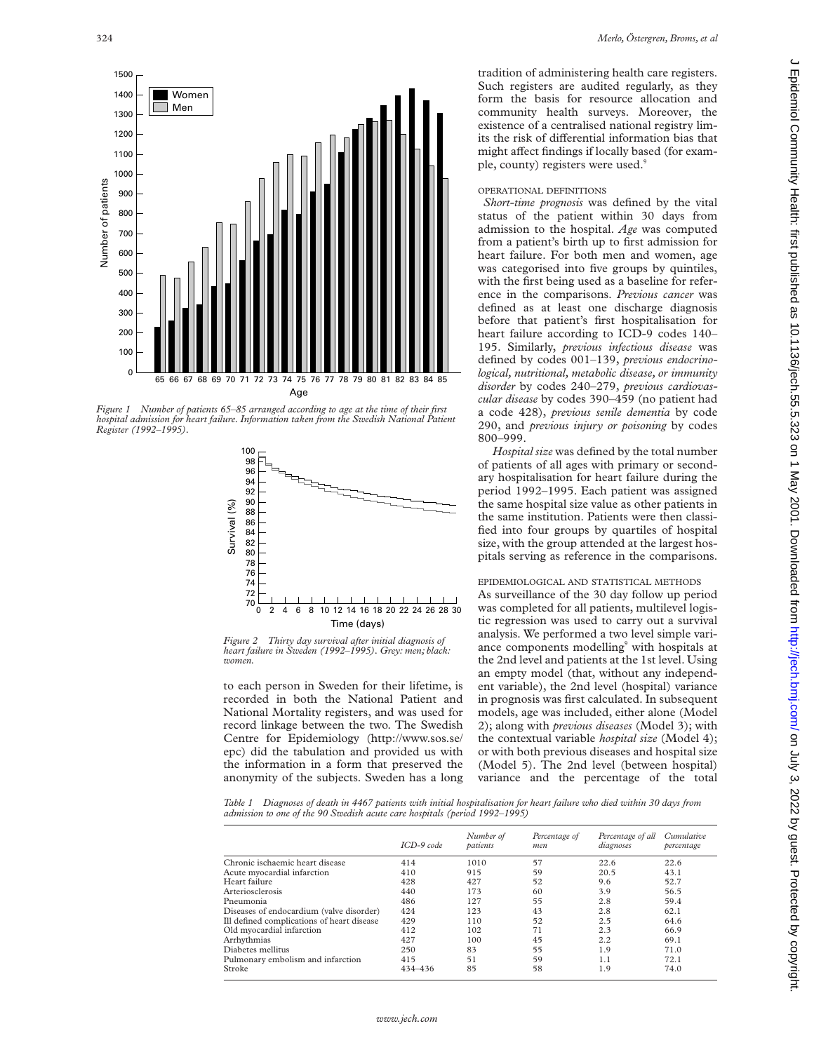Figure 1 Number of patients 65–85 arranged according to age at the time of their first hospital admission for heart failure. Information taken from the Swedish National Patient Register (1992–1995).

Figure 2 Thirty day survival after initial diagnosis of heart failure in Sweden (1992–1995). Grey: men; black: women.

to each person in Sweden for their lifetime, is recorded in both the National Patient and National Mortality registers, and was used for record linkage between the two. The Swedish Centre for Epidemiology (http://www.sos.se/epc) did the tabulation and provided us with the information in a form that preserved the anonymity of the subjects. Sweden has a long tradition of administering health care registers. Such registers are audited regularly, as they form the basis for resource allocation and community health surveys. Moreover, the existence of a centralised national registry limits the risk of differential information bias that might affect findings if locally based (for example, county) registers were used.[9]

### OPERATIONAL DEFINITIONS

*Short-time prognosis* was defined by the vital status of the patient within 30 days from admission to the hospital. *Age* was computed from a patient's birth up to first admission for heart failure. For both men and women, age was categorised into five groups by quintiles, with the first being used as a baseline for reference in the comparisons. *Previous cancer* was defined as at least one discharge diagnosis before that patient's first hospitalisation for heart failure according to ICD-9 codes 140–195. Similarly, *previous infectious disease* was defined by codes 001–139, *previous endocrinological, nutritional, metabolic disease, or immunity disorder* by codes 240–279, *previous cardiovascular disease* by codes 390–459 (no patient had a code 428), *previous senile dementia* by code 290, and *previous injury or poisoning* by codes 800–999.

*Hospital size* was defined by the total number of patients of all ages with primary or secondary hospitalisation for heart failure during the period 1992–1995. Each patient was assigned the same hospital size value as other patients in the same institution. Patients were then classified into four groups by quartiles of hospital size, with the group attended at the largest hospitals serving as reference in the comparisons.

### EPIDEMIOLOGICAL AND STATISTICAL METHODS

As surveillance of the 30 day follow up period was completed for all patients, multilevel logistic regression was used to carry out a survival analysis. We performed a two level simple variance components modelling[9] with hospitals at the 2nd level and patients at the 1st level. Using an empty model (that, without any independent variable), the 2nd level (hospital) variance in prognosis was first calculated. In subsequent models, age was included, either alone (Model 2); along with *previous diseases* (Model 3); with the contextual variable *hospital size* (Model 4); or with both previous diseases and hospital size (Model 5). The 2nd level (between hospital) variance and the percentage of the total

Table 1 Diagnoses of death in 4467 patients with initial hospitalisation for heart failure who died within 30 days from admission to one of the 90 Swedish acute care hospitals (period 1992–1995)

| | ICD-9 code | Number of patients | Percentage of men | Percentage of all diagnoses | Cumulative percentage |
|---|---|---|---|---|---|
| Chronic ischaemic heart disease | 414 | 1010 | 57 | 22.6 | 22.6 |
| Acute myocardial infarction | 410 | 915 | 59 | 20.5 | 43.1 |
| Heart failure | 428 | 427 | 52 | 9.6 | 52.7 |
| Arteriosclerosis | 440 | 173 | 60 | 3.9 | 56.5 |
| Pneumonia | 486 | 127 | 55 | 2.8 | 59.4 |
| Diseases of endocardium (valve disorder) | 424 | 123 | 43 | 2.8 | 62.1 |
| Ill defined complications of heart disease | 429 | 110 | 52 | 2.5 | 64.6 |
| Old myocardial infarction | 412 | 102 | 71 | 2.3 | 66.9 |
| Arrhythmias | 427 | 100 | 45 | 2.2 | 69.1 |
| Diabetes mellitus | 250 | 83 | 55 | 1.9 | 71.0 |
| Pulmonary embolism and infarction | 415 | 51 | 59 | 1.1 | 72.1 |
| Stroke | 434–436 | 85 | 58 | 1.9 | 74.0 |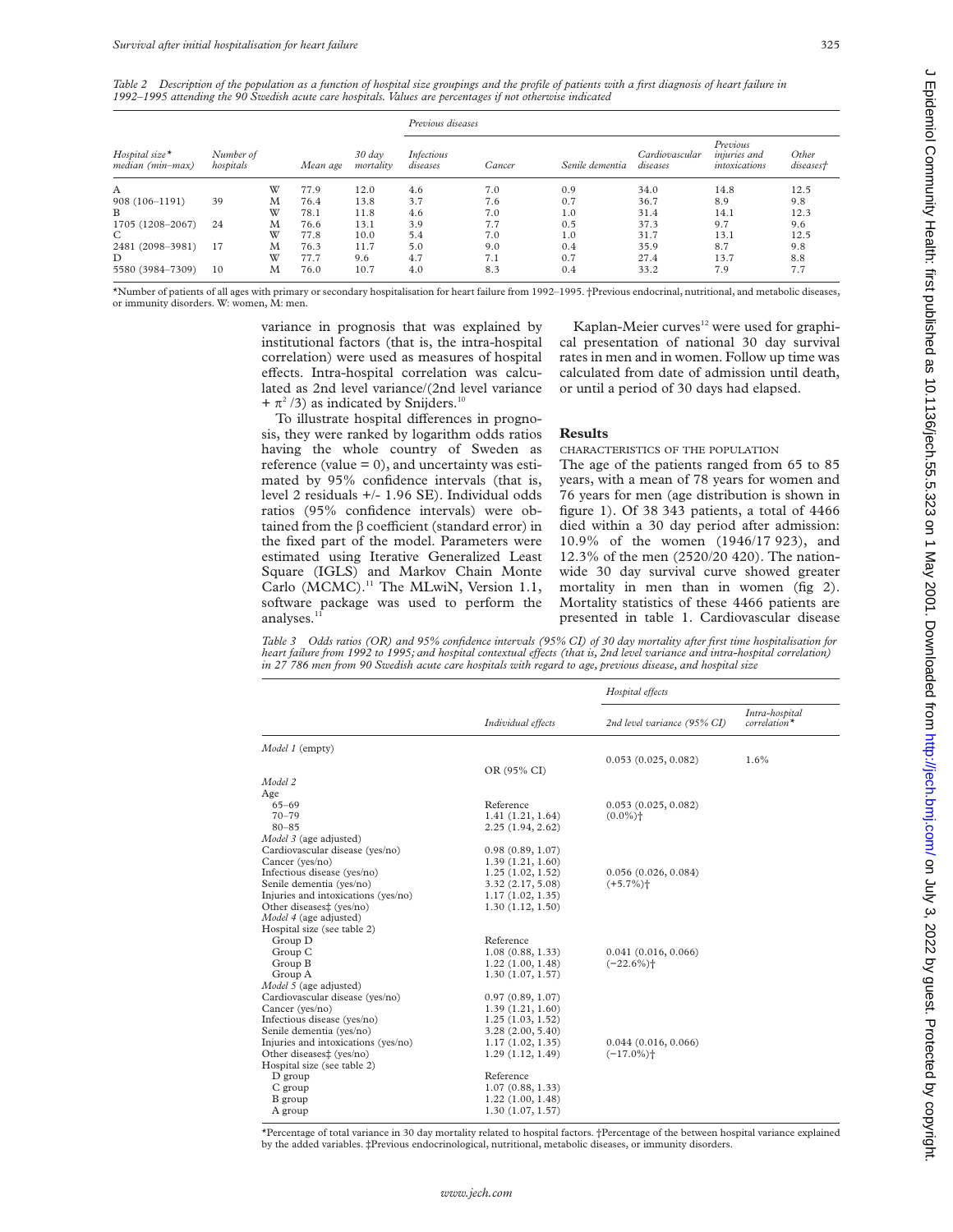*Table 2 Description of the population as a function of hospital size groupings and the profile of patients with a first diagnosis of heart failure in 1992–1995 attending the 90 Swedish acute care hospitals. Values are percentages if not otherwise indicated*

| Hospital size* median (min–max) | Number of hospitals | | Mean age | 30 day mortality | Previous diseases: Infectious diseases | Cancer | Senile dementia | Cardiovascular diseases | Previous injuries and intoxications | Other diseases† |
|---|---|---|---|---|---|---|---|---|---|---|
| A | | W | 77.9 | 12.0 | 4.6 | 7.0 | 0.9 | 34.0 | 14.8 | 12.5 |
| 908 (106–1191) | 39 | M | 76.4 | 13.8 | 3.7 | 7.6 | 0.7 | 36.7 | 8.9 | 9.8 |
| B | | W | 78.1 | 11.8 | 4.6 | 7.0 | 1.0 | 31.4 | 14.1 | 12.3 |
| 1705 (1208–2067) | 24 | M | 76.6 | 13.1 | 3.9 | 7.7 | 0.5 | 37.3 | 9.7 | 9.6 |
| C | | W | 77.8 | 10.0 | 5.4 | 7.0 | 1.0 | 31.7 | 13.1 | 12.5 |
| 2481 (2098–3981) | 17 | M | 76.3 | 11.7 | 5.0 | 9.0 | 0.4 | 35.9 | 8.7 | 9.8 |
| D | | W | 77.7 | 9.6 | 4.7 | 7.1 | 0.7 | 27.4 | 13.7 | 8.8 |
| 5580 (3984–7309) | 10 | M | 76.0 | 10.7 | 4.0 | 8.3 | 0.4 | 33.2 | 7.9 | 7.7 |

*Number of patients of all ages with primary or secondary hospitalisation for heart failure from 1992–1995. †Previous endocrinal, nutritional, and metabolic diseases, or immunity disorders. W: women, M: men.

variance in prognosis that was explained by institutional factors (that is, the intra-hospital correlation) were used as measures of hospital effects. Intra-hospital correlation was calculated as 2nd level variance/(2nd level variance + $\pi^2/3$) as indicated by Snijders.[10]

To illustrate hospital differences in prognosis, they were ranked by logarithm odds ratios having the whole country of Sweden as reference (value = 0), and uncertainty was estimated by 95% confidence intervals (that is, level 2 residuals +/- 1.96 SE). Individual odds ratios (95% confidence intervals) were obtained from the β coefficient (standard error) in the fixed part of the model. Parameters were estimated using Iterative Generalized Least Square (IGLS) and Markov Chain Monte Carlo (MCMC).[11] The MLwiN, Version 1.1, software package was used to perform the analyses.[11]

Kaplan-Meier curves[12] were used for graphical presentation of national 30 day survival rates in men and in women. Follow up time was calculated from date of admission until death, or until a period of 30 days had elapsed.

## Results

### CHARACTERISTICS OF THE POPULATION

The age of the patients ranged from 65 to 85 years, with a mean of 78 years for women and 76 years for men (age distribution is shown in figure 1). Of 38 343 patients, a total of 4466 died within a 30 day period after admission: 10.9% of the women (1946/17 923), and 12.3% of the men (2520/20 420). The nationwide 30 day survival curve showed greater mortality in men than in women (fig 2). Mortality statistics of these 4466 patients are presented in table 1. Cardiovascular disease

*Table 3 Odds ratios (OR) and 95% confidence intervals (95% CI) of 30 day mortality after first time hospitalisation for heart failure from 1992 to 1995; and hospital contextual effects (that is, 2nd level variance and intra-hospital correlation) in 27 786 men from 90 Swedish acute care hospitals with regard to age, previous disease, and hospital size*

| | Individual effects | Hospital effects: 2nd level variance (95% CI) | Intra-hospital correlation* |
|---|---|---|---|
| *Model 1* (empty) | | 0.053 (0.025, 0.082) | 1.6% |
| | OR (95% CI) | | |
| *Model 2* | | | |
| Age | | | |
| 65–69 | Reference | 0.053 (0.025, 0.082) | |
| 70–79 | 1.41 (1.21, 1.64) | (0.0%)† | |
| 80–85 | 2.25 (1.94, 2.62) | | |
| *Model 3* (age adjusted) | | | |
| Cardiovascular disease (yes/no) | 0.98 (0.89, 1.07) | | |
| Cancer (yes/no) | 1.39 (1.21, 1.60) | | |
| Infectious disease (yes/no) | 1.25 (1.02, 1.52) | 0.056 (0.026, 0.084) | |
| Senile dementia (yes/no) | 3.32 (2.17, 5.08) | (+5.7%)† | |
| Injuries and intoxications (yes/no) | 1.17 (1.02, 1.35) | | |
| Other diseases‡ (yes/no) | 1.30 (1.12, 1.50) | | |
| *Model 4* (age adjusted) | | | |
| Hospital size (see table 2) | | | |
| Group D | Reference | | |
| Group C | 1.08 (0.88, 1.33) | 0.041 (0.016, 0.066) | |
| Group B | 1.22 (1.00, 1.48) | (−22.6%)† | |
| Group A | 1.30 (1.07, 1.57) | | |
| *Model 5* (age adjusted) | | | |
| Cardiovascular disease (yes/no) | 0.97 (0.89, 1.07) | | |
| Cancer (yes/no) | 1.39 (1.21, 1.60) | | |
| Infectious disease (yes/no) | 1.25 (1.03, 1.52) | | |
| Senile dementia (yes/no) | 3.28 (2.00, 5.40) | | |
| Injuries and intoxications (yes/no) | 1.17 (1.02, 1.35) | 0.044 (0.016, 0.066) | |
| Other diseases‡ (yes/no) | 1.29 (1.12, 1.49) | (−17.0%)† | |
| Hospital size (see table 2) | | | |
| D group | Reference | | |
| C group | 1.07 (0.88, 1.33) | | |
| B group | 1.22 (1.00, 1.48) | | |
| A group | 1.30 (1.07, 1.57) | | |

*Percentage of total variance in 30 day mortality related to hospital factors. †Percentage of the between hospital variance explained by the added variables. ‡Previous endocrinological, nutritional, metabolic diseases, or immunity disorders.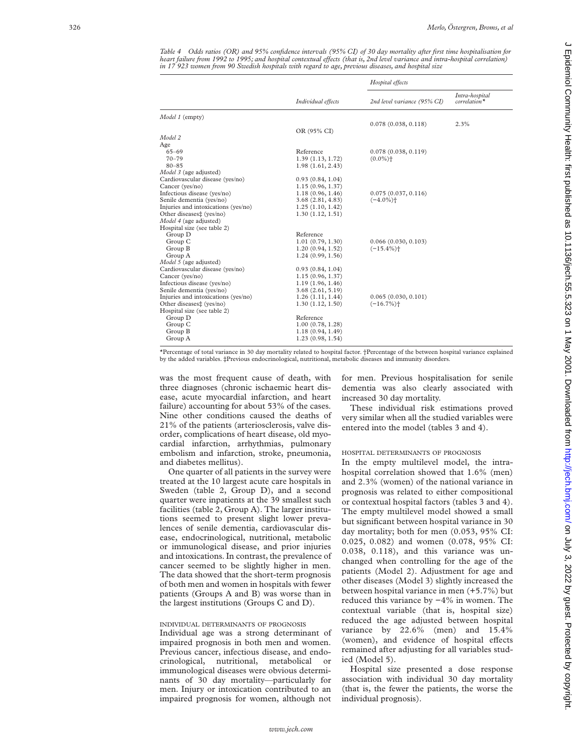*Table 4 Odds ratios (OR) and 95% confidence intervals (95% CI) of 30 day mortality after first time hospitalisation for heart failure from 1992 to 1995; and hospital contextual effects (that is, 2nd level variance and intra-hospital correlation) in 17 923 women from 90 Swedish hospitals with regard to age, previous diseases, and hospital size*

| | Individual effects | Hospital effects | |
|---|---|---|---|
| | | 2nd level variance (95% CI) | Intra-hospital correlation* |
| *Model 1* (empty) | | 0.078 (0.038, 0.118) | 2.3% |
| | OR (95% CI) | | |
| *Model 2* | | | |
| Age | | | |
| 65–69 | Reference | 0.078 (0.038, 0.119) | |
| 70–79 | 1.39 (1.13, 1.72) | (0.0%)† | |
| 80–85 | 1.98 (1.61, 2.43) | | |
| *Model 3* (age adjusted) | | | |
| Cardiovascular disease (yes/no) | 0.93 (0.84, 1.04) | | |
| Cancer (yes/no) | 1.15 (0.96, 1.37) | | |
| Infectious disease (yes/no) | 1.18 (0.96, 1.46) | 0.075 (0.037, 0.116) | |
| Senile dementia (yes/no) | 3.68 (2.81, 4.83) | (−4.0%)† | |
| Injuries and intoxications (yes/no) | 1.25 (1.10, 1.42) | | |
| Other diseases‡ (yes/no) | 1.30 (1.12, 1.51) | | |
| *Model 4* (age adjusted) | | | |
| Hospital size (see table 2) | | | |
| Group D | Reference | | |
| Group C | 1.01 (0.79, 1.30) | 0.066 (0.030, 0.103) | |
| Group B | 1.20 (0.94, 1.52) | (−15.4%)† | |
| Group A | 1.24 (0.99, 1.56) | | |
| *Model 5* (age adjusted) | | | |
| Cardiovascular disease (yes/no) | 0.93 (0.84, 1.04) | | |
| Cancer (yes/no) | 1.15 (0.96, 1.37) | | |
| Infectious disease (yes/no) | 1.19 (1.96, 1.46) | | |
| Senile dementia (yes/no) | 3.68 (2.61, 5.19) | | |
| Injuries and intoxications (yes/no) | 1.26 (1.11, 1.44) | 0.065 (0.030, 0.101) | |
| Other diseases‡ (yes/no) | 1.30 (1.12, 1.50) | (−16.7%)† | |
| Hospital size (see table 2) | | | |
| Group D | Reference | | |
| Group C | 1.00 (0.78, 1.28) | | |
| Group B | 1.18 (0.94, 1.49) | | |
| Group A | 1.23 (0.98, 1.54) | | |

*Percentage of total variance in 30 day mortality related to hospital factor. †Percentage of the between hospital variance explained by the added variables. ‡Previous endocrinological, nutritional, metabolic diseases and immunity disorders.

was the most frequent cause of death, with three diagnoses (chronic ischaemic heart disease, acute myocardial infarction, and heart failure) accounting for about 53% of the cases. Nine other conditions caused the deaths of 21% of the patients (arteriosclerosis, valve disorder, complications of heart disease, old myocardial infarction, arrhythmias, pulmonary embolism and infarction, stroke, pneumonia, and diabetes mellitus).

One quarter of all patients in the survey were treated at the 10 largest acute care hospitals in Sweden (table 2, Group D), and a second quarter were inpatients at the 39 smallest such facilities (table 2, Group A). The larger institutions seemed to present slight lower prevalences of senile dementia, cardiovascular disease, endocrinological, nutritional, metabolic or immunological disease, and prior injuries and intoxications. In contrast, the prevalence of cancer seemed to be slightly higher in men. The data showed that the short-term prognosis of both men and women in hospitals with fewer patients (Groups A and B) was worse than in the largest institutions (Groups C and D).

### INDIVIDUAL DETERMINANTS OF PROGNOSIS

Individual age was a strong determinant of impaired prognosis in both men and women. Previous cancer, infectious disease, and endocrinological, nutritional, metabolical or immunological diseases were obvious determinants of 30 day mortality—particularly for men. Injury or intoxication contributed to an impaired prognosis for women, although not for men. Previous hospitalisation for senile dementia was also clearly associated with increased 30 day mortality.

These individual risk estimations proved very similar when all the studied variables were entered into the model (tables 3 and 4).

### HOSPITAL DETERMINANTS OF PROGNOSIS

In the empty multilevel model, the intra-hospital correlation showed that 1.6% (men) and 2.3% (women) of the national variance in prognosis was related to either compositional or contextual hospital factors (tables 3 and 4). The empty multilevel model showed a small but significant between hospital variance in 30 day mortality; both for men (0.053, 95% CI: 0.025, 0.082) and women (0.078, 95% CI: 0.038, 0.118), and this variance was unchanged when controlling for the age of the patients (Model 2). Adjustment for age and other diseases (Model 3) slightly increased the between hospital variance in men (+5.7%) but reduced this variance by −4% in women. The contextual variable (that is, hospital size) reduced the age adjusted between hospital variance by 22.6% (men) and 15.4% (women), and evidence of hospital effects remained after adjusting for all variables studied (Model 5).

Hospital size presented a dose response association with individual 30 day mortality (that is, the fewer the patients, the worse the individual prognosis).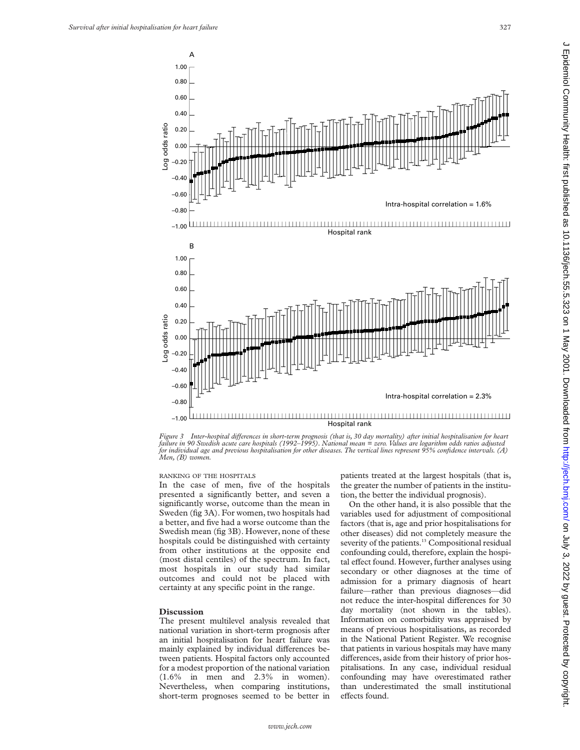Figure 3 Inter-hospital differences in short-term prognosis (that is, 30 day mortality) after initial hospitalisation for heart failure in 90 Swedish acute care hospitals (1992–1995). National mean = zero. Values are logarithm odds ratios adjusted for individual age and previous hospitalisation for other diseases. The vertical lines represent 95% confidence intervals. (A) Men, (B) women.

### RANKING OF THE HOSPITALS

In the case of men, five of the hospitals presented a significantly better, and seven a significantly worse, outcome than the mean in Sweden (fig 3A). For women, two hospitals had a better, and five had a worse outcome than the Swedish mean (fig 3B). However, none of these hospitals could be distinguished with certainty from other institutions at the opposite end (most distal centiles) of the spectrum. In fact, most hospitals in our study had similar outcomes and could not be placed with certainty at any specific point in the range.

## Discussion

The present multilevel analysis revealed that national variation in short-term prognosis after an initial hospitalisation for heart failure was mainly explained by individual differences between patients. Hospital factors only accounted for a modest proportion of the national variation (1.6% in men and 2.3% in women). Nevertheless, when comparing institutions, short-term prognoses seemed to be better in patients treated at the largest hospitals (that is, the greater the number of patients in the institution, the better the individual prognosis).

On the other hand, it is also possible that the variables used for adjustment of compositional factors (that is, age and prior hospitalisations for other diseases) did not completely measure the severity of the patients.[13] Compositional residual confounding could, therefore, explain the hospital effect found. However, further analyses using secondary or other diagnoses at the time of admission for a primary diagnosis of heart failure—rather than previous diagnoses—did not reduce the inter-hospital differences for 30 day mortality (not shown in the tables). Information on comorbidity was appraised by means of previous hospitalisations, as recorded in the National Patient Register. We recognise that patients in various hospitals may have many differences, aside from their history of prior hospitalisations. In any case, individual residual confounding may have overestimated rather than underestimated the small institutional effects found.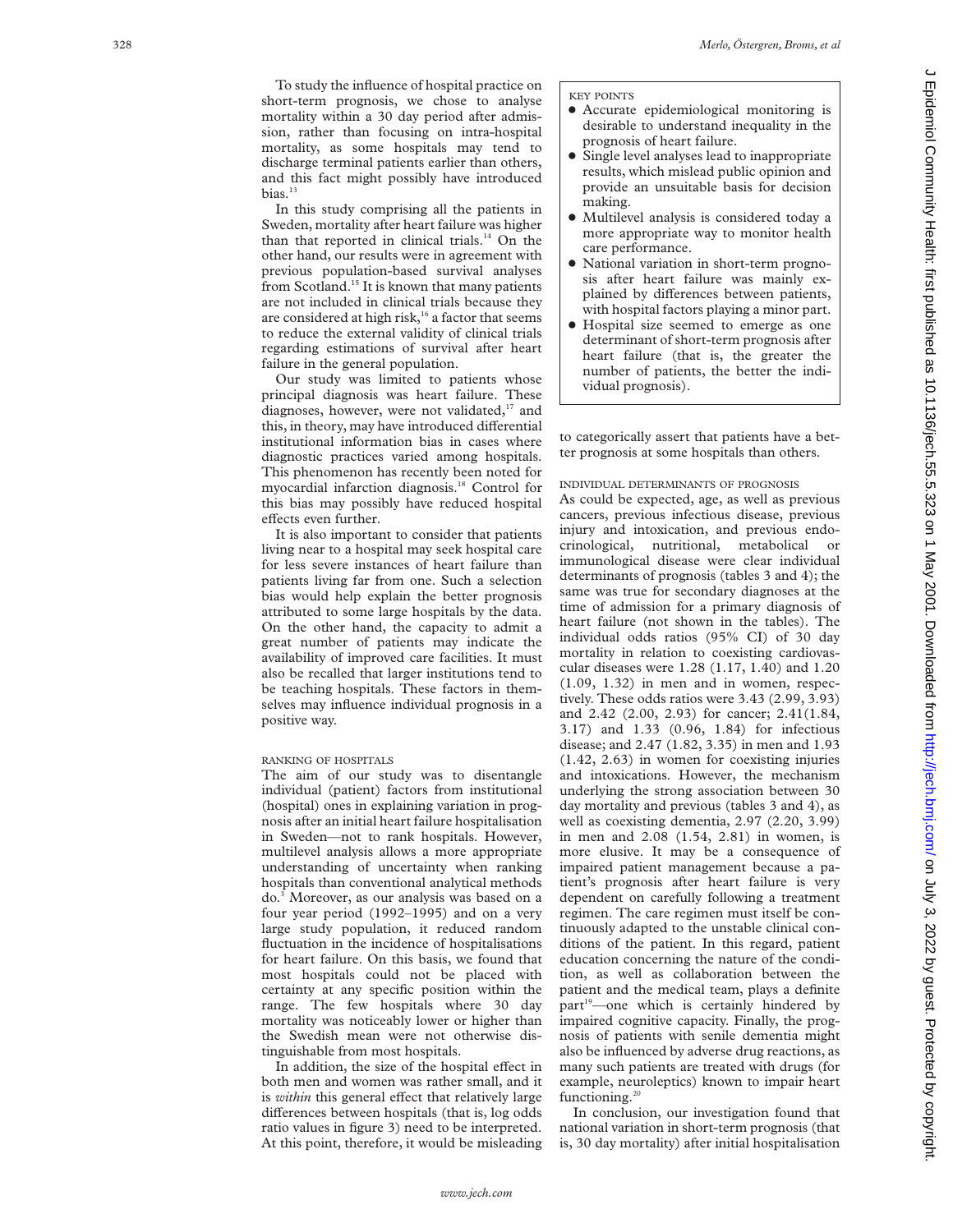To study the influence of hospital practice on short-term prognosis, we chose to analyse mortality within a 30 day period after admission, rather than focusing on intra-hospital mortality, as some hospitals may tend to discharge terminal patients earlier than others, and this fact might possibly have introduced bias.[13]

In this study comprising all the patients in Sweden, mortality after heart failure was higher than that reported in clinical trials.[14] On the other hand, our results were in agreement with previous population-based survival analyses from Scotland.[15] It is known that many patients are not included in clinical trials because they are considered at high risk,[16] a factor that seems to reduce the external validity of clinical trials regarding estimations of survival after heart failure in the general population.

Our study was limited to patients whose principal diagnosis was heart failure. These diagnoses, however, were not validated,[17] and this, in theory, may have introduced differential institutional information bias in cases where diagnostic practices varied among hospitals. This phenomenon has recently been noted for myocardial infarction diagnosis.[18] Control for this bias may possibly have reduced hospital effects even further.

It is also important to consider that patients living near to a hospital may seek hospital care for less severe instances of heart failure than patients living far from one. Such a selection bias would help explain the better prognosis attributed to some large hospitals by the data. On the other hand, the capacity to admit a great number of patients may indicate the availability of improved care facilities. It must also be recalled that larger institutions tend to be teaching hospitals. These factors in themselves may influence individual prognosis in a positive way.

### RANKING OF HOSPITALS

The aim of our study was to disentangle individual (patient) factors from institutional (hospital) ones in explaining variation in prognosis after an initial heart failure hospitalisation in Sweden—not to rank hospitals. However, multilevel analysis allows a more appropriate understanding of uncertainty when ranking hospitals than conventional analytical methods do.[3] Moreover, as our analysis was based on a four year period (1992–1995) and on a very large study population, it reduced random fluctuation in the incidence of hospitalisations for heart failure. On this basis, we found that most hospitals could not be placed with certainty at any specific position within the range. The few hospitals where 30 day mortality was noticeably lower or higher than the Swedish mean were not otherwise distinguishable from most hospitals.

In addition, the size of the hospital effect in both men and women was rather small, and it is *within* this general effect that relatively large differences between hospitals (that is, log odds ratio values in figure 3) need to be interpreted. At this point, therefore, it would be misleading to categorically assert that patients have a better prognosis at some hospitals than others.

> **KEY POINTS**
>
> - Accurate epidemiological monitoring is desirable to understand inequality in the prognosis of heart failure.
> - Single level analyses lead to inappropriate results, which mislead public opinion and provide an unsuitable basis for decision making.
> - Multilevel analysis is considered today a more appropriate way to monitor health care performance.
> - National variation in short-term prognosis after heart failure was mainly explained by differences between patients, with hospital factors playing a minor part.
> - Hospital size seemed to emerge as one determinant of short-term prognosis after heart failure (that is, the greater the number of patients, the better the individual prognosis).

### INDIVIDUAL DETERMINANTS OF PROGNOSIS

As could be expected, age, as well as previous cancers, previous infectious disease, previous injury and intoxication, and previous endocrinological, nutritional, metabolical or immunological disease were clear individual determinants of prognosis (tables 3 and 4); the same was true for secondary diagnoses at the time of admission for a primary diagnosis of heart failure (not shown in the tables). The individual odds ratios (95% CI) of 30 day mortality in relation to coexisting cardiovascular diseases were 1.28 (1.17, 1.40) and 1.20 (1.09, 1.32) in men and in women, respectively. These odds ratios were 3.43 (2.99, 3.93) and 2.42 (2.00, 2.93) for cancer; 2.41(1.84, 3.17) and 1.33 (0.96, 1.84) for infectious disease; and 2.47 (1.82, 3.35) in men and 1.93 (1.42, 2.63) in women for coexisting injuries and intoxications. However, the mechanism underlying the strong association between 30 day mortality and previous (tables 3 and 4), as well as coexisting dementia, 2.97 (2.20, 3.99) in men and 2.08 (1.54, 2.81) in women, is more elusive. It may be a consequence of impaired patient management because a patient's prognosis after heart failure is very dependent on carefully following a treatment regimen. The care regimen must itself be continuously adapted to the unstable clinical conditions of the patient. In this regard, patient education concerning the nature of the condition, as well as collaboration between the patient and the medical team, plays a definite part[19]—one which is certainly hindered by impaired cognitive capacity. Finally, the prognosis of patients with senile dementia might also be influenced by adverse drug reactions, as many such patients are treated with drugs (for example, neuroleptics) known to impair heart functioning.[20]

In conclusion, our investigation found that national variation in short-term prognosis (that is, 30 day mortality) after initial hospitalisation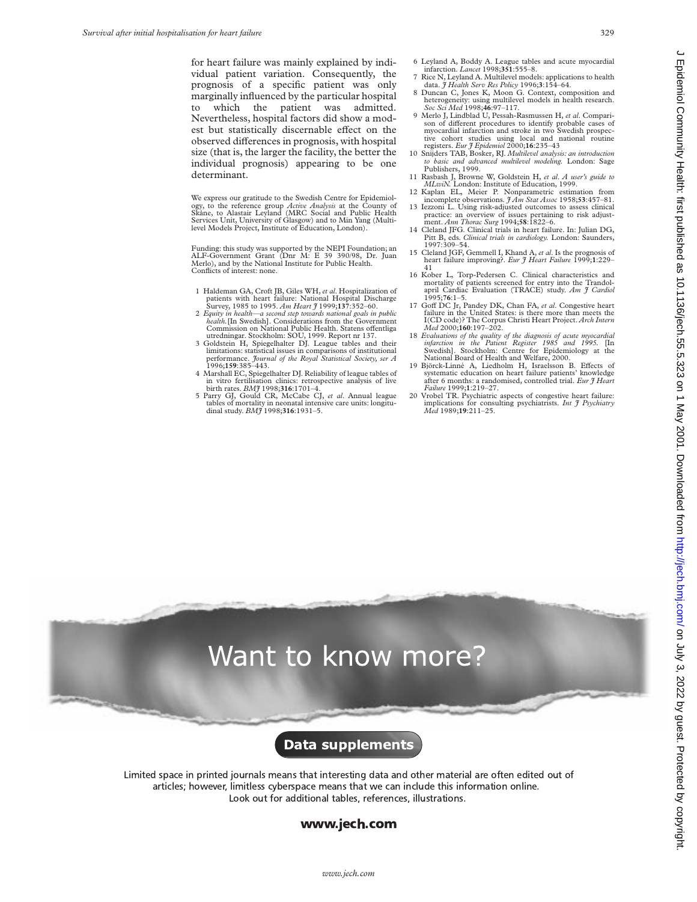for heart failure was mainly explained by individual patient variation. Consequently, the prognosis of a specific patient was only marginally influenced by the particular hospital to which the patient was admitted. Nevertheless, hospital factors did show a modest but statistically discernable effect on the observed differences in prognosis, with hospital size (that is, the larger the facility, the better the individual prognosis) appearing to be one determinant.

We express our gratitude to the Swedish Centre for Epidemiology, to the reference group *Active Analysis* at the County of Skåne, to Alastair Leyland (MRC Social and Public Health Services Unit, University of Glasgow) and to Min Yang (Multilevel Models Project, Institute of Education, London).

Funding: this study was supported by the NEPI Foundation; an ALF-Government Grant (Dnr M: E 39 390/98, Dr. Juan Merlo), and by the National Institute for Public Health.
Conflicts of interest: none.

1 Haldeman GA, Croft JB, Giles WH, *et al*. Hospitalization of patients with heart failure: National Hospital Discharge Survey, 1985 to 1995. *Am Heart J* 1999;**137**:352–60.
2 *Equity in health—a second step towards national goals in public health.* [In Swedish]. Considerations from the Government Commission on National Public Health. Statens offentliga utredningar. Stockholm: SOU, 1999. Report nr 137.
3 Goldstein H, Spiegelhalter DJ. League tables and their limitations: statistical issues in comparisons of institutional performance. *Journal of the Royal Statistical Society, ser A* 1996;**159**:385–443.
4 Marshall EC, Spiegelhalter DJ. Reliability of league tables of in vitro fertilisation clinics: retrospective analysis of live birth rates. *BMJ* 1998;**316**:1701–4.
5 Parry GJ, Gould CR, McCabe CJ, *et al*. Annual league tables of mortality in neonatal intensive care units: longitudinal study. *BMJ* 1998;**316**:1931–5.
6 Leyland A, Boddy A. League tables and acute myocardial infarction. *Lancet* 1998;**351**:555–8.
7 Rice N, Leyland A. Multilevel models: applications to health data. *J Health Serv Res Policy* 1996;**3**:154–64.
8 Duncan C, Jones K, Moon G. Context, composition and heterogeneity: using multilevel models in health research. *Soc Sci Med* 1998;**46**:97–117.
9 Merlo J, Lindblad U, Pessah-Rasmussen H, *et al*. Comparison of different procedures to identify probable cases of myocardial infarction and stroke in two Swedish prospective cohort studies using local and national routine registers. *Eur J Epidemiol* 2000;**16**:235–43
10 Snijders TAB, Bosker, RJ. *Multilevel analysis: an introduction to basic and advanced multilevel modeling.* London: Sage Publishers, 1999.
11 Rasbash J, Browne W, Goldstein H, *et al*. *A user's guide to MLwiN.* London: Institute of Education, 1999.
12 Kaplan EL, Meier P. Nonparametric estimation from incomplete observations. *J Am Stat Assoc* 1958;**53**:457–81.
13 Iezzoni L. Using risk-adjusted outcomes to assess clinical practice: an overview of issues pertaining to risk adjustment. *Ann Thorac Surg* 1994;**58**:1822–6.
14 Cleland JFG. Clinical trials in heart failure. In: Julian DG, Pitt B, eds. *Clinical trials in cardiology.* London: Saunders, 1997:309–54.
15 Cleland JGF, Gemmell I, Khand A, *et al*. Is the prognosis of heart failure improving?. *Eur J Heart Failure* 1999;**1**:229–41
16 Kober L, Torp-Pedersen C. Clinical characteristics and mortality of patients screened for entry into the Trandolapril Cardiac Evaluation (TRACE) study. *Am J Cardiol* 1995;**76**:1–5.
17 Goff DC Jr, Pandey DK, Chan FA, *et al*. Congestive heart failure in the United States: is there more than meets the I(CD code)? The Corpus Christi Heart Project. *Arch Intern Med* 2000;**160**:197–202.
18 *Evaluations of the quality of the diagnosis of acute myocardial infarction in the Patient Register 1985 and 1995.* [In Swedish]. Stockholm: Centre for Epidemiology at the National Board of Health and Welfare, 2000.
19 Björck-Linné A, Liedholm H, Israelsson B. Effects of systematic education on heart failure patients' knowledge after 6 months: a randomised, controlled trial. *Eur J Heart Failure* 1999;**1**:219–27.
20 Vrobel TR. Psychiatric aspects of congestive heart failure: implications for consulting psychiatrists. *Int J Psychiatry Med* 1989;**19**:211–25.

Want to know more?

**Data supplements**

Limited space in printed journals means that interesting data and other material are often edited out of articles; however, limitless cyberspace means that we can include this information online. Look out for additional tables, references, illustrations.

**www.jech.com**